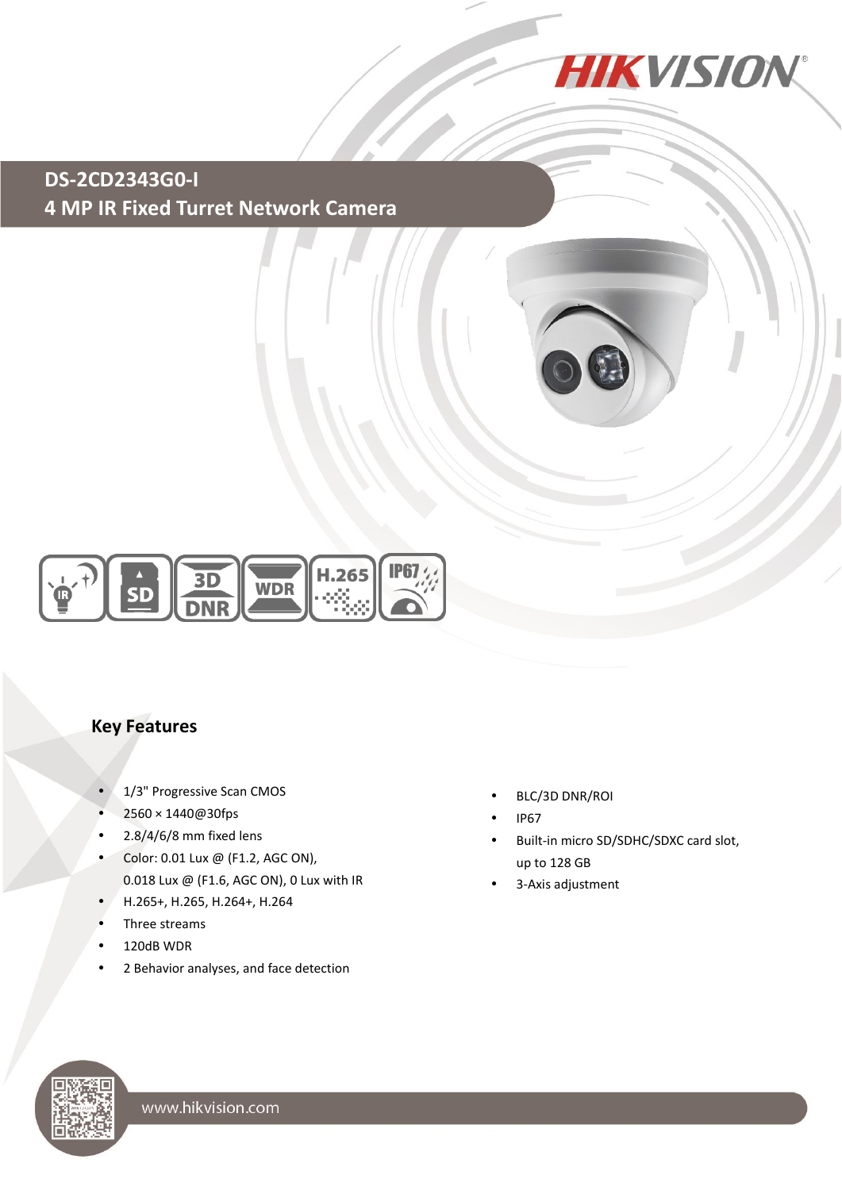# DS-2CD2343G0-I

## 4 MP IR Fixed Turret Network Camera

## Key Features

- 1/3" Progressive Scan CMOS
- 2560 × 1440@30fps
- 2.8/4/6/8 mm fixed lens
- Color: 0.01 Lux @ (F1.2, AGC ON), 0.018 Lux @ (F1.6, AGC ON), 0 Lux with IR
- H.265+, H.265, H.264+, H.264
- Three streams
- 120dB WDR
- 2 Behavior analyses, and face detection
- BLC/3D DNR/ROI
- IP67
- Built-in micro SD/SDHC/SDXC card slot, up to 128 GB
- 3-Axis adjustment

www.hikvision.com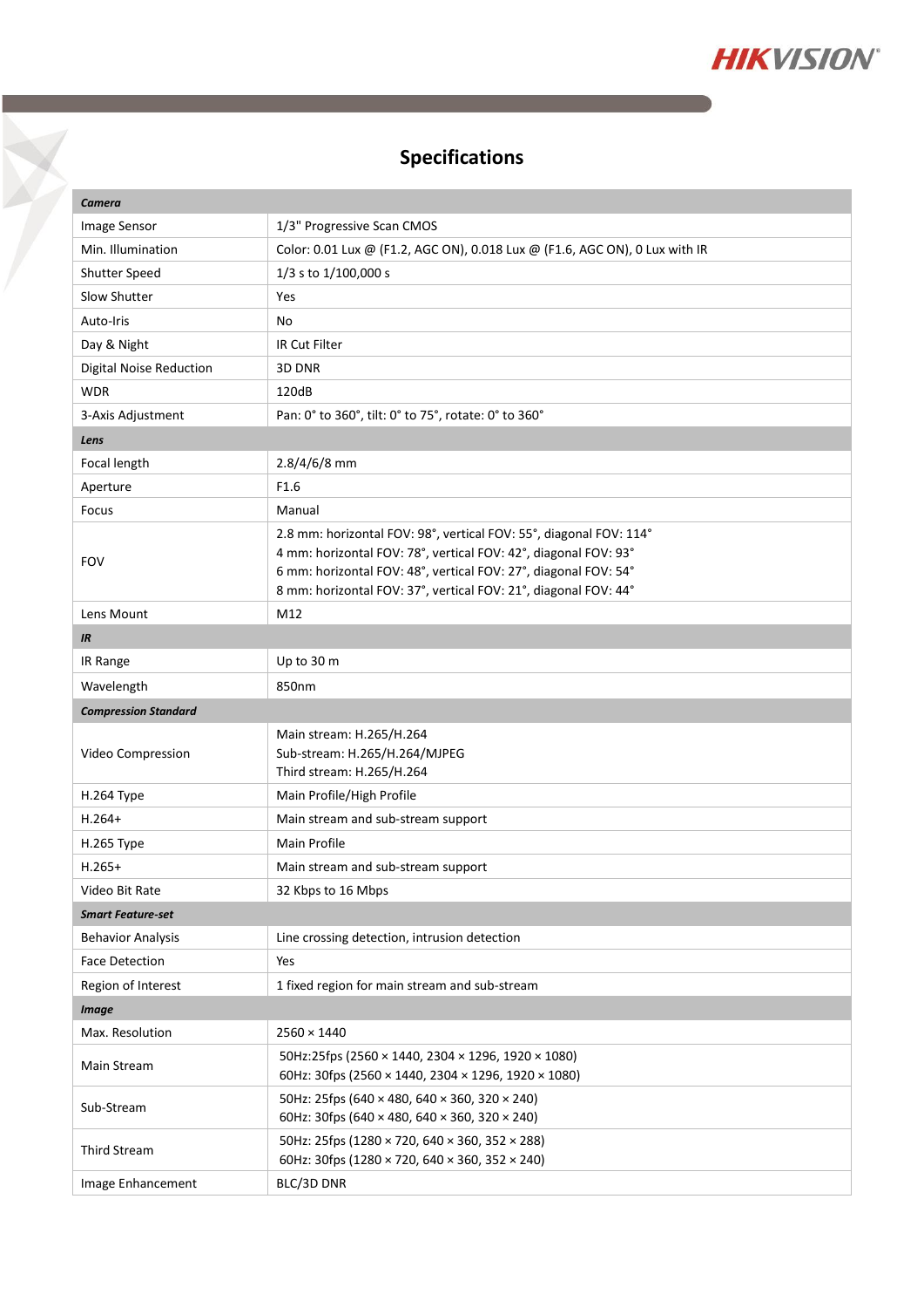## Specifications

| **Camera** | |
|---|---|
| Image Sensor | 1/3" Progressive Scan CMOS |
| Min. Illumination | Color: 0.01 Lux @ (F1.2, AGC ON), 0.018 Lux @ (F1.6, AGC ON), 0 Lux with IR |
| Shutter Speed | 1/3 s to 1/100,000 s |
| Slow Shutter | Yes |
| Auto-Iris | No |
| Day & Night | IR Cut Filter |
| Digital Noise Reduction | 3D DNR |
| WDR | 120dB |
| 3-Axis Adjustment | Pan: 0° to 360°, tilt: 0° to 75°, rotate: 0° to 360° |
| **Lens** | |
| Focal length | 2.8/4/6/8 mm |
| Aperture | F1.6 |
| Focus | Manual |
| FOV | 2.8 mm: horizontal FOV: 98°, vertical FOV: 55°, diagonal FOV: 114°<br>4 mm: horizontal FOV: 78°, vertical FOV: 42°, diagonal FOV: 93°<br>6 mm: horizontal FOV: 48°, vertical FOV: 27°, diagonal FOV: 54°<br>8 mm: horizontal FOV: 37°, vertical FOV: 21°, diagonal FOV: 44° |
| Lens Mount | M12 |
| **IR** | |
| IR Range | Up to 30 m |
| Wavelength | 850nm |
| **Compression Standard** | |
| Video Compression | Main stream: H.265/H.264<br>Sub-stream: H.265/H.264/MJPEG<br>Third stream: H.265/H.264 |
| H.264 Type | Main Profile/High Profile |
| H.264+ | Main stream and sub-stream support |
| H.265 Type | Main Profile |
| H.265+ | Main stream and sub-stream support |
| Video Bit Rate | 32 Kbps to 16 Mbps |
| **Smart Feature-set** | |
| Behavior Analysis | Line crossing detection, intrusion detection |
| Face Detection | Yes |
| Region of Interest | 1 fixed region for main stream and sub-stream |
| **Image** | |
| Max. Resolution | 2560 × 1440 |
| Main Stream | 50Hz:25fps (2560 × 1440, 2304 × 1296, 1920 × 1080)<br>60Hz: 30fps (2560 × 1440, 2304 × 1296, 1920 × 1080) |
| Sub-Stream | 50Hz: 25fps (640 × 480, 640 × 360, 320 × 240)<br>60Hz: 30fps (640 × 480, 640 × 360, 320 × 240) |
| Third Stream | 50Hz: 25fps (1280 × 720, 640 × 360, 352 × 288)<br>60Hz: 30fps (1280 × 720, 640 × 360, 352 × 240) |
| Image Enhancement | BLC/3D DNR |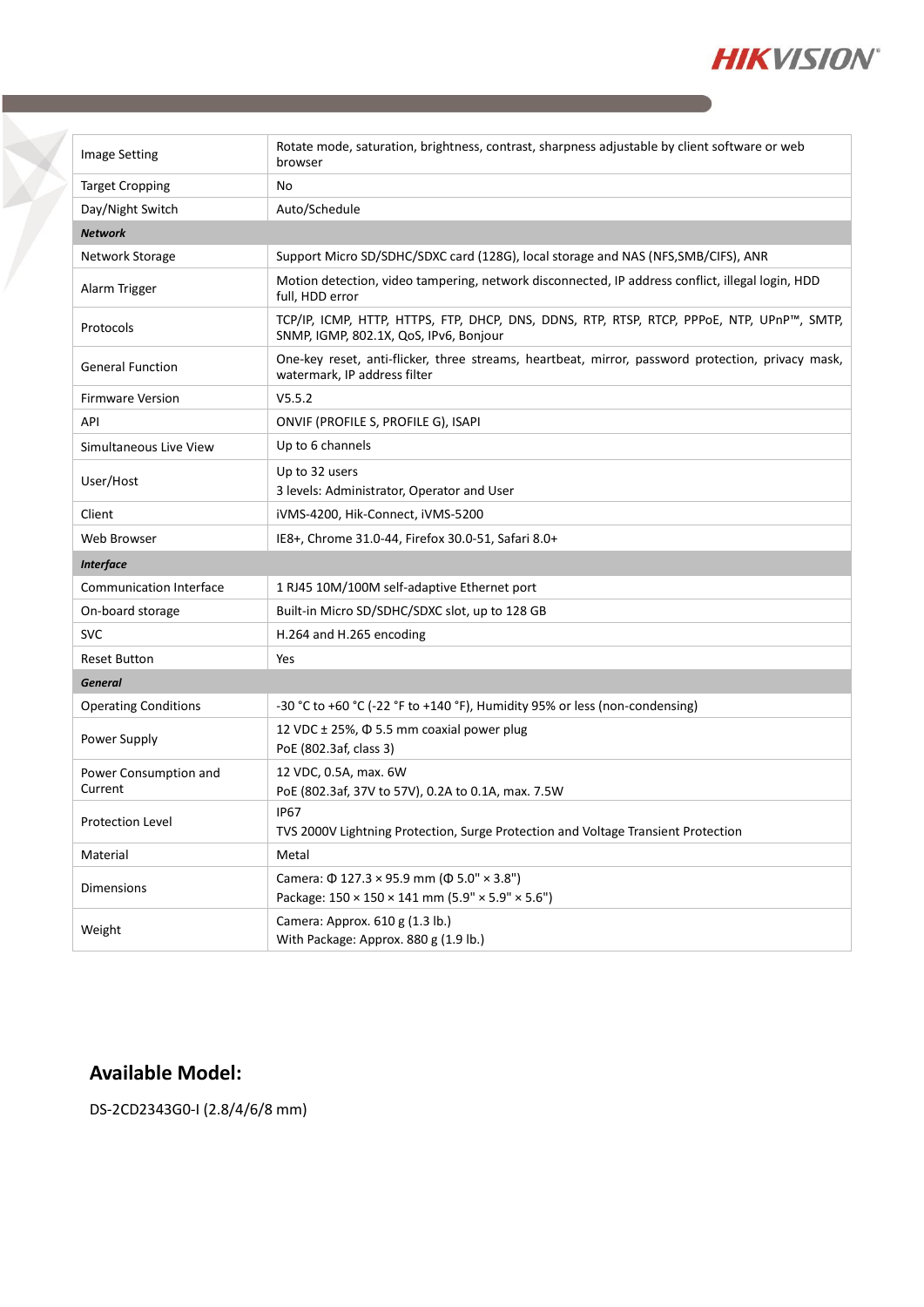| | |
|---|---|
| Image Setting | Rotate mode, saturation, brightness, contrast, sharpness adjustable by client software or web browser |
| Target Cropping | No |
| Day/Night Switch | Auto/Schedule |
| ***Network*** | |
| Network Storage | Support Micro SD/SDHC/SDXC card (128G), local storage and NAS (NFS,SMB/CIFS), ANR |
| Alarm Trigger | Motion detection, video tampering, network disconnected, IP address conflict, illegal login, HDD full, HDD error |
| Protocols | TCP/IP, ICMP, HTTP, HTTPS, FTP, DHCP, DNS, DDNS, RTP, RTSP, RTCP, PPPoE, NTP, UPnP™, SMTP, SNMP, IGMP, 802.1X, QoS, IPv6, Bonjour |
| General Function | One-key reset, anti-flicker, three streams, heartbeat, mirror, password protection, privacy mask, watermark, IP address filter |
| Firmware Version | V5.5.2 |
| API | ONVIF (PROFILE S, PROFILE G), ISAPI |
| Simultaneous Live View | Up to 6 channels |
| User/Host | Up to 32 users<br>3 levels: Administrator, Operator and User |
| Client | iVMS-4200, Hik-Connect, iVMS-5200 |
| Web Browser | IE8+, Chrome 31.0-44, Firefox 30.0-51, Safari 8.0+ |
| ***Interface*** | |
| Communication Interface | 1 RJ45 10M/100M self-adaptive Ethernet port |
| On-board storage | Built-in Micro SD/SDHC/SDXC slot, up to 128 GB |
| SVC | H.264 and H.265 encoding |
| Reset Button | Yes |
| ***General*** | |
| Operating Conditions | -30 °C to +60 °C (-22 °F to +140 °F), Humidity 95% or less (non-condensing) |
| Power Supply | 12 VDC ± 25%, Φ 5.5 mm coaxial power plug<br>PoE (802.3af, class 3) |
| Power Consumption and Current | 12 VDC, 0.5A, max. 6W<br>PoE (802.3af, 37V to 57V), 0.2A to 0.1A, max. 7.5W |
| Protection Level | IP67<br>TVS 2000V Lightning Protection, Surge Protection and Voltage Transient Protection |
| Material | Metal |
| Dimensions | Camera: Φ 127.3 × 95.9 mm (Φ 5.0" × 3.8")<br>Package: 150 × 150 × 141 mm (5.9" × 5.9" × 5.6") |
| Weight | Camera: Approx. 610 g (1.3 lb.)<br>With Package: Approx. 880 g (1.9 lb.) |

## Available Model:

DS-2CD2343G0-I (2.8/4/6/8 mm)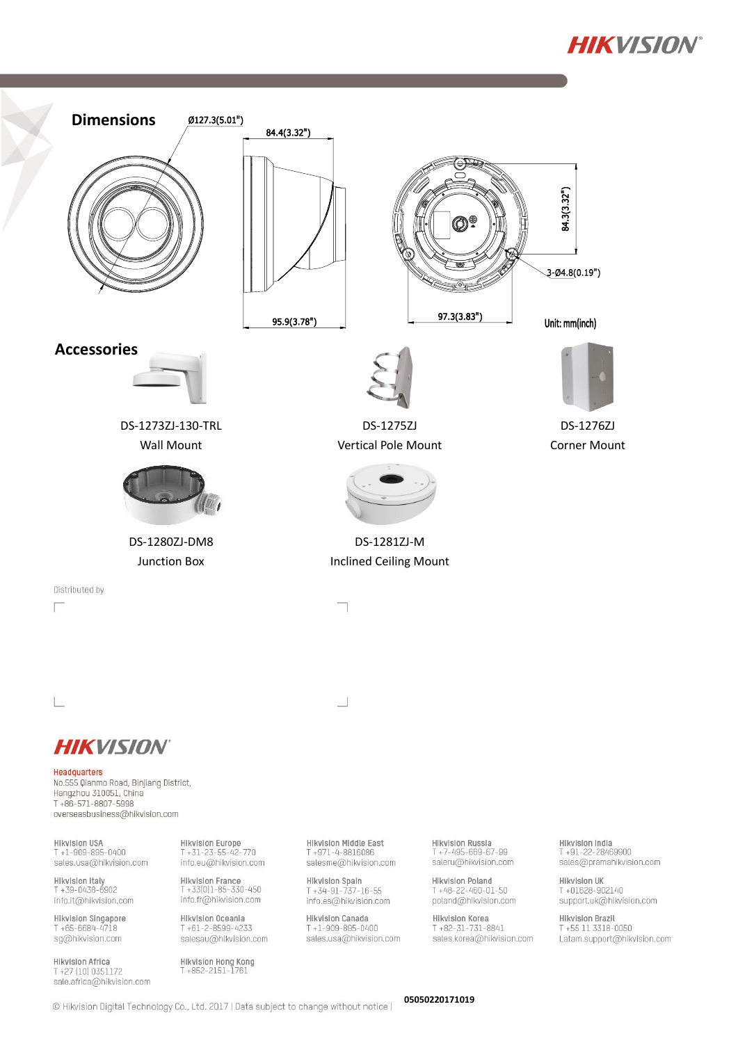## Dimensions

Ø127.3(5.01")

84.4(3.32")

95.9(3.78")

84.3(3.32")

3-Ø4.8(0.19")

97.3(3.83")

Unit: mm(inch)

## Accessories

DS-1273ZJ-130-TRL
Wall Mount

DS-1275ZJ
Vertical Pole Mount

DS-1276ZJ
Corner Mount

DS-1280ZJ-DM8
Junction Box

DS-1281ZJ-M
Inclined Ceiling Mount

Distributed by

**HIKVISION**

**Headquarters**
No.555 Qianmo Road, Binjiang District,
Hangzhou 310051, China
T +86-571-8807-5998
overseasbusiness@hikvision.com

**Hikvision USA**
T +1-909-895-0400
sales.usa@hikvision.com

**Hikvision Europe**
T +31-23-55-42-770
info.eu@hikvision.com

**Hikvision Middle East**
T +971-4-8816086
salesme@hikvision.com

**Hikvision Russia**
T +7-495-669-67-99
saleru@hikvision.com

**Hikvision India**
T +91-22-28469900
sales@pramahikvision.com

**Hikvision Italy**
T +39-0438-6902
info.it@hikvision.com

**Hikvision France**
T +33(0)1-85-330-450
info.fr@hikvision.com

**Hikvision Spain**
T +34-91-737-16-55
info.es@hikvision.com

**Hikvision Poland**
T +48-22-460-01-50
poland@hikvision.com

**Hikvision UK**
T +01628-902140
support.uk@hikvision.com

**Hikvision Singapore**
T +65-6684-4718
sg@hikvision.com

**Hikvision Oceania**
T +61-2-8599-4233
salesau@hikvision.com

**Hikvision Canada**
T +1-909-895-0400
sales.usa@hikvision.com

**Hikvision Korea**
T +82-31-731-8841
sales.korea@hikvision.com

**Hikvision Brazil**
T +55 11 3318-0050
Latam.support@hikvision.com

**Hikvision Africa**
T +27 (10) 0351172
sale.africa@hikvision.com

**Hikvision Hong Kong**
T +852-2151-1761

© Hikvision Digital Technology Co., Ltd. 2017 | Data subject to change without notice | **05050220171019**